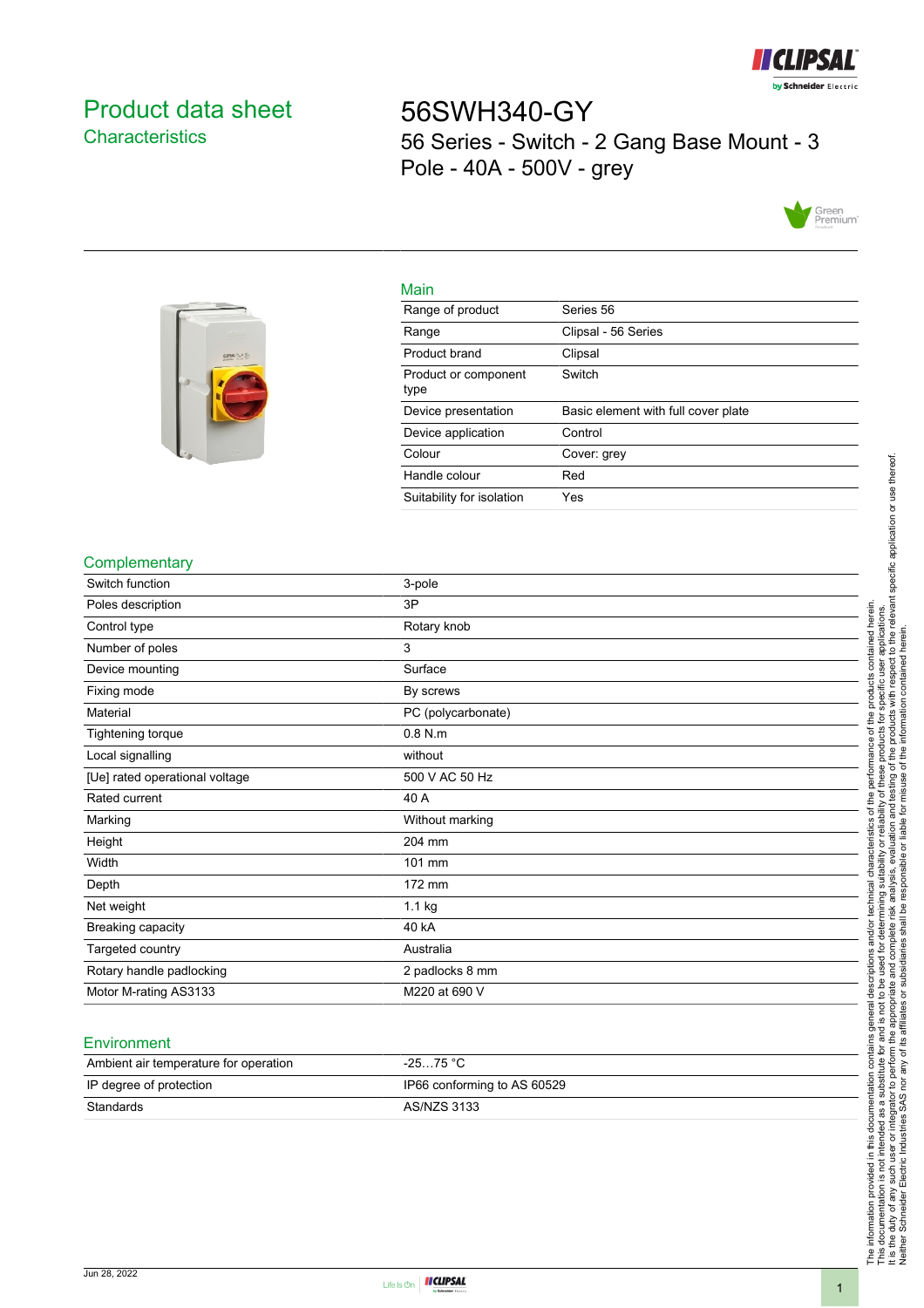# Product data sheet

## Characteristics

# 56SWH340-GY

56 Series - Switch - 2 Gang Base Mount - 3 Pole - 40A - 500V - grey

## Main

| | |
|---|---|
| Range of product | Series 56 |
| Range | Clipsal - 56 Series |
| Product brand | Clipsal |
| Product or component type | Switch |
| Device presentation | Basic element with full cover plate |
| Device application | Control |
| Colour | Cover: grey |
| Handle colour | Red |
| Suitability for isolation | Yes |

## Complementary

| | |
|---|---|
| Switch function | 3-pole |
| Poles description | 3P |
| Control type | Rotary knob |
| Number of poles | 3 |
| Device mounting | Surface |
| Fixing mode | By screws |
| Material | PC (polycarbonate) |
| Tightening torque | 0.8 N.m |
| Local signalling | without |
| [Ue] rated operational voltage | 500 V AC 50 Hz |
| Rated current | 40 A |
| Marking | Without marking |
| Height | 204 mm |
| Width | 101 mm |
| Depth | 172 mm |
| Net weight | 1.1 kg |
| Breaking capacity | 40 kA |
| Targeted country | Australia |
| Rotary handle padlocking | 2 padlocks 8 mm |
| Motor M-rating AS3133 | M220 at 690 V |

## Environment

| | |
|---|---|
| Ambient air temperature for operation | -25…75 °C |
| IP degree of protection | IP66 conforming to AS 60529 |
| Standards | AS/NZS 3133 |

The information provided in this documentation contains general descriptions and/or technical characteristics of the performance of the products contained herein. This documentation is not intended as a substitute for and is not to be used for determining suitability or reliability of these products for specific user applications. It is the duty of any such user or integrator to perform the appropriate and complete risk analysis, evaluation and testing of the products with respect to the relevant specific application or use thereof. Neither Schneider Electric Industries SAS nor any of its affiliates or subsidiaries shall be responsible or liable for misuse of the information contained herein.

Jun 28, 2022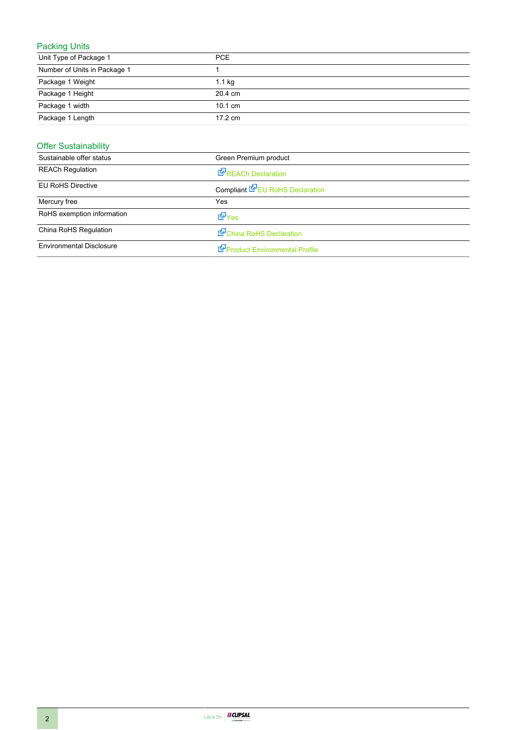## Packing Units

| | |
|---|---|
| Unit Type of Package 1 | PCE |
| Number of Units in Package 1 | 1 |
| Package 1 Weight | 1.1 kg |
| Package 1 Height | 20.4 cm |
| Package 1 width | 10.1 cm |
| Package 1 Length | 17.2 cm |

## Offer Sustainability

| | |
|---|---|
| Sustainable offer status | Green Premium product |
| REACh Regulation | REACh Declaration |
| EU RoHS Directive | Compliant EU RoHS Declaration |
| Mercury free | Yes |
| RoHS exemption information | Yes |
| China RoHS Regulation | China RoHS Declaration |
| Environmental Disclosure | Product Environmental Profile |